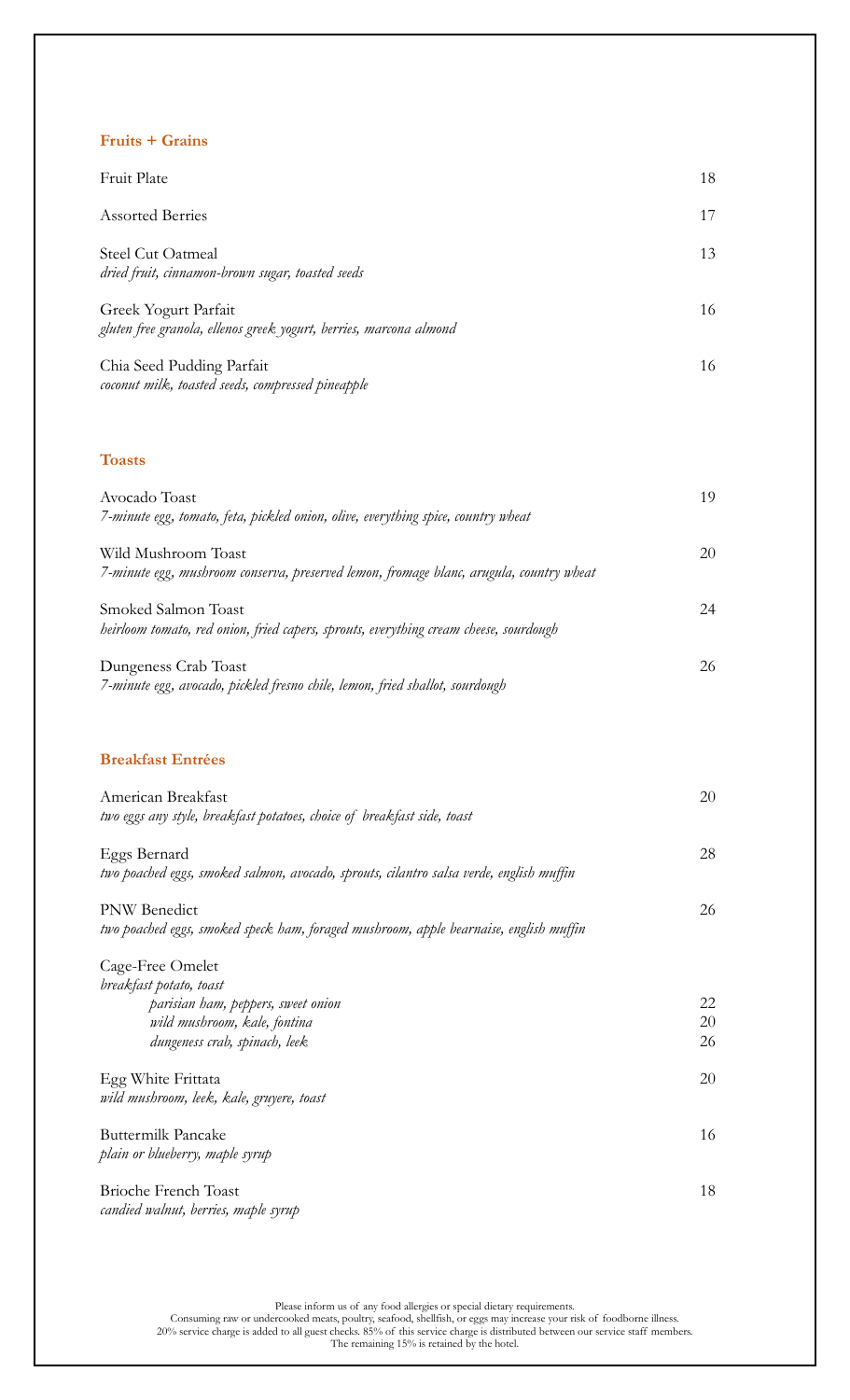## Fruits + Grains

| Item | Price |
|---|---|
| Fruit Plate | 18 |
| Assorted Berries | 17 |
| Steel Cut Oatmeal<br>*dried fruit, cinnamon-brown sugar, toasted seeds* | 13 |
| Greek Yogurt Parfait<br>*gluten free granola, ellenos greek yogurt, berries, marcona almond* | 16 |
| Chia Seed Pudding Parfait<br>*coconut milk, toasted seeds, compressed pineapple* | 16 |

## Toasts

| Item | Price |
|---|---|
| Avocado Toast<br>*7-minute egg, tomato, feta, pickled onion, olive, everything spice, country wheat* | 19 |
| Wild Mushroom Toast<br>*7-minute egg, mushroom conserva, preserved lemon, fromage blanc, arugula, country wheat* | 20 |
| Smoked Salmon Toast<br>*heirloom tomato, red onion, fried capers, sprouts, everything cream cheese, sourdough* | 24 |
| Dungeness Crab Toast<br>*7-minute egg, avocado, pickled fresno chile, lemon, fried shallot, sourdough* | 26 |

## Breakfast Entrées

| Item | Price |
|---|---|
| American Breakfast<br>*two eggs any style, breakfast potatoes, choice of breakfast side, toast* | 20 |
| Eggs Bernard<br>*two poached eggs, smoked salmon, avocado, sprouts, cilantro salsa verde, english muffin* | 28 |
| PNW Benedict<br>*two poached eggs, smoked speck ham, foraged mushroom, apple bearnaise, english muffin* | 26 |
| Cage-Free Omelet<br>*breakfast potato, toast* | |
| *parisian ham, peppers, sweet onion* | 22 |
| *wild mushroom, kale, fontina* | 20 |
| *dungeness crab, spinach, leek* | 26 |
| Egg White Frittata<br>*wild mushroom, leek, kale, gruyere, toast* | 20 |
| Buttermilk Pancake<br>*plain or blueberry, maple syrup* | 16 |
| Brioche French Toast<br>*candied walnut, berries, maple syrup* | 18 |

Please inform us of any food allergies or special dietary requirements.
Consuming raw or undercooked meats, poultry, seafood, shellfish, or eggs may increase your risk of foodborne illness.
20% service charge is added to all guest checks. 85% of this service charge is distributed between our service staff members.
The remaining 15% is retained by the hotel.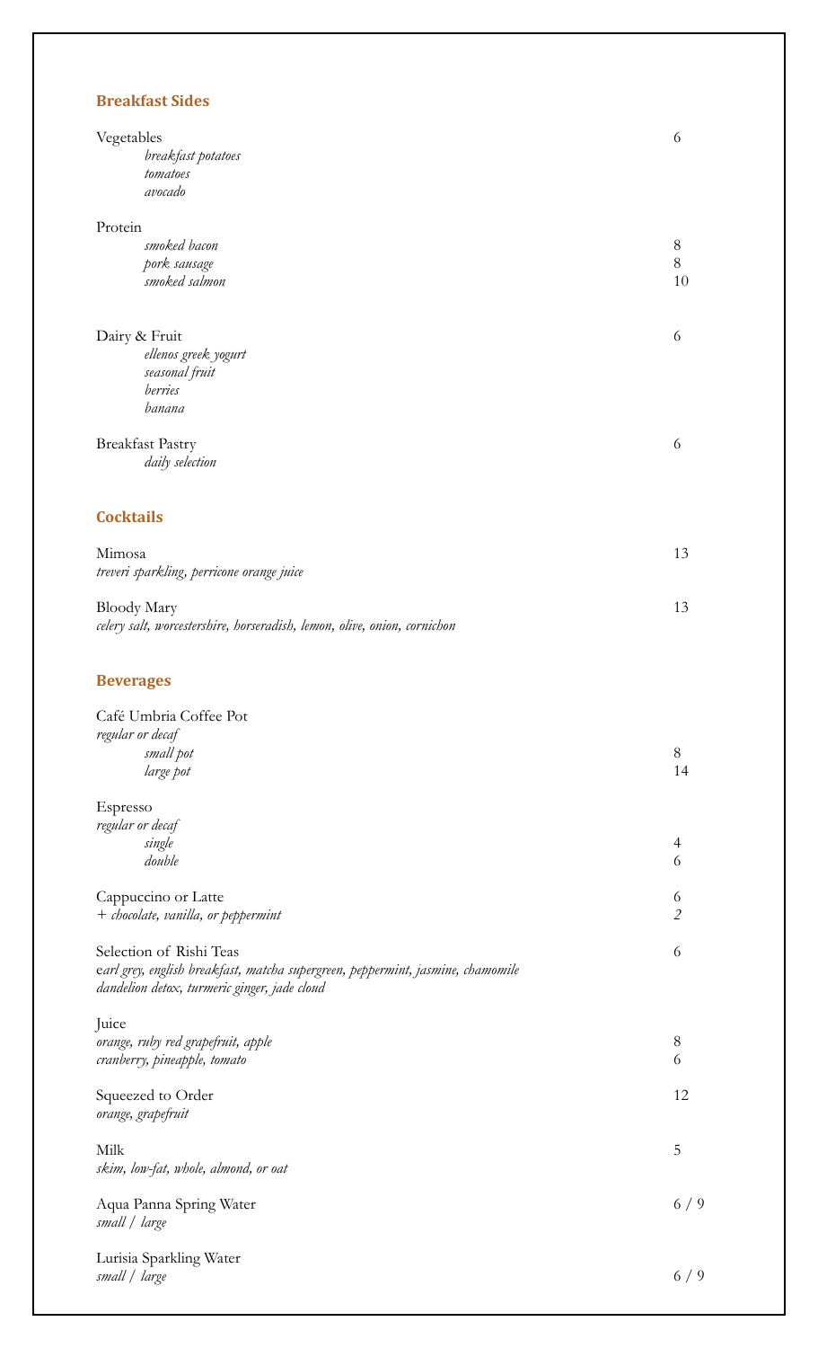## Breakfast Sides

Vegetables — 6

*breakfast potatoes*
*tomatoes*
*avocado*

Protein

*smoked bacon* — 8
*pork sausage* — 8
*smoked salmon* — 10

Dairy & Fruit — 6

*ellenos greek yogurt*
*seasonal fruit*
*berries*
*banana*

Breakfast Pastry — 6

*daily selection*

## Cocktails

Mimosa — 13

*treveri sparkling, perricone orange juice*

Bloody Mary — 13

*celery salt, worcestershire, horseradish, lemon, olive, onion, cornichon*

## Beverages

Café Umbria Coffee Pot

*regular or decaf*

*small pot* — 8
*large pot* — 14

Espresso

*regular or decaf*

*single* — 4
*double* — 6

Cappuccino or Latte — 6

*+ chocolate, vanilla, or peppermint* — *2*

Selection of Rishi Teas — 6

*earl grey, english breakfast, matcha supergreen, peppermint, jasmine, chamomile*
*dandelion detox, turmeric ginger, jade cloud*

Juice

*orange, ruby red grapefruit, apple* — 8
*cranberry, pineapple, tomato* — 6

Squeezed to Order — 12

*orange, grapefruit*

Milk — 5

*skim, low-fat, whole, almond, or oat*

Aqua Panna Spring Water — 6 / 9

*small / large*

Lurisia Sparkling Water — 6 / 9

*small / large*